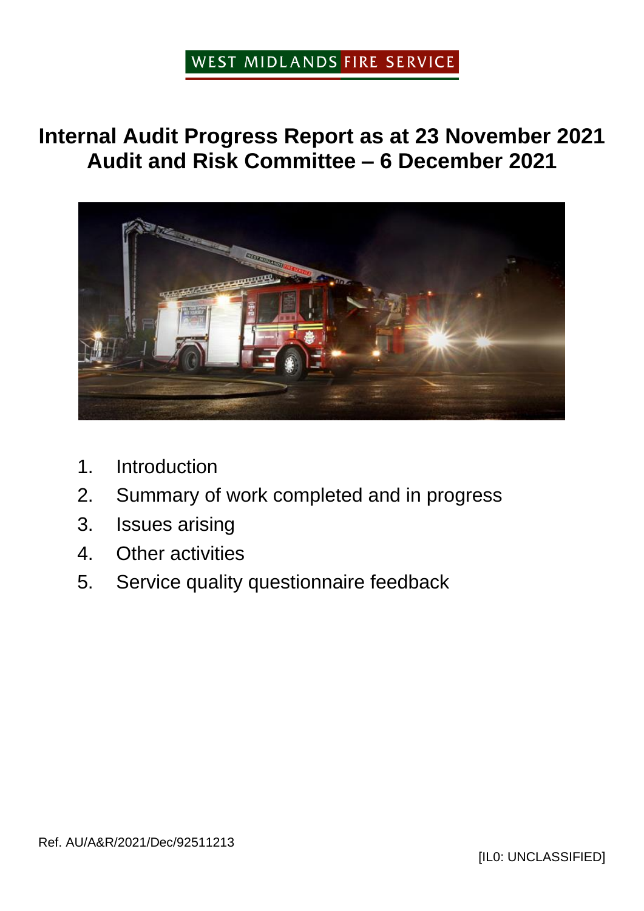WEST MIDLANDS FIRE SERVICE

# Internal Audit Progress Report as at 23 November 2021
# Audit and Risk Committee – 6 December 2021

1. Introduction
2. Summary of work completed and in progress
3. Issues arising
4. Other activities
5. Service quality questionnaire feedback

Ref. AU/A&R/2021/Dec/92511213

[IL0: UNCLASSIFIED]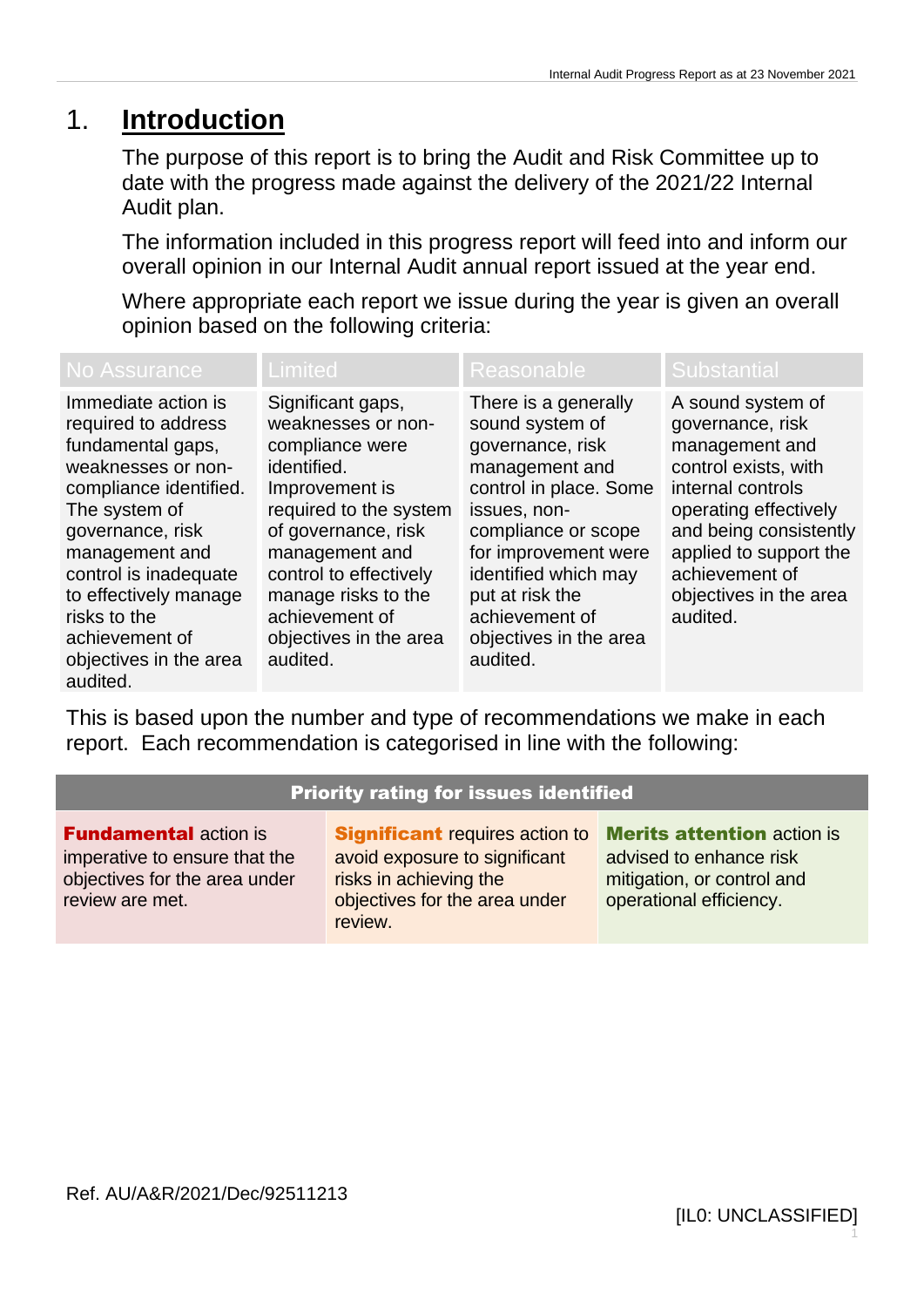# 1. Introduction

The purpose of this report is to bring the Audit and Risk Committee up to date with the progress made against the delivery of the 2021/22 Internal Audit plan.

The information included in this progress report will feed into and inform our overall opinion in our Internal Audit annual report issued at the year end.

Where appropriate each report we issue during the year is given an overall opinion based on the following criteria:

| No Assurance | Limited | Reasonable | Substantial |
|---|---|---|---|
| Immediate action is required to address fundamental gaps, weaknesses or non-compliance identified. The system of governance, risk management and control is inadequate to effectively manage risks to the achievement of objectives in the area audited. | Significant gaps, weaknesses or non-compliance were identified. Improvement is required to the system of governance, risk management and control to effectively manage risks to the achievement of objectives in the area audited. | There is a generally sound system of governance, risk management and control in place. Some issues, non-compliance or scope for improvement were identified which may put at risk the achievement of objectives in the area audited. | A sound system of governance, risk management and control exists, with internal controls operating effectively and being consistently applied to support the achievement of objectives in the area audited. |

This is based upon the number and type of recommendations we make in each report. Each recommendation is categorised in line with the following:

| Priority rating for issues identified | | |
|---|---|---|
| **Fundamental** action is imperative to ensure that the objectives for the area under review are met. | **Significant** requires action to avoid exposure to significant risks in achieving the objectives for the area under review. | **Merits attention** action is advised to enhance risk mitigation, or control and operational efficiency. |

Ref. AU/A&R/2021/Dec/92511213

[IL0: UNCLASSIFIED]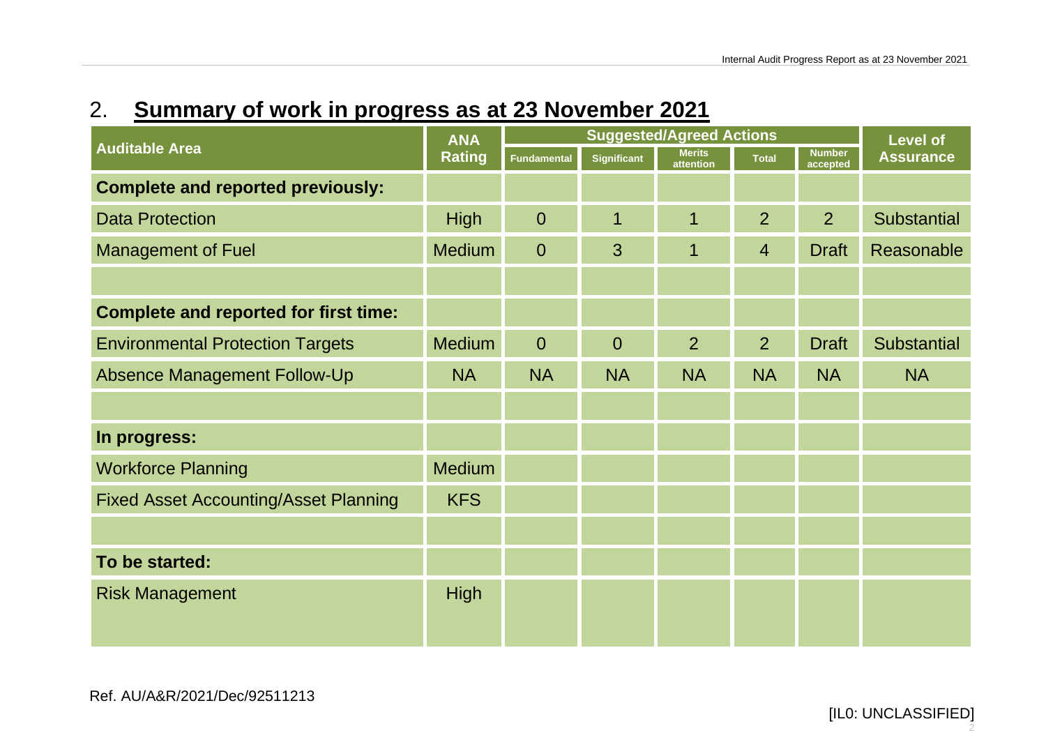## 2. Summary of work in progress as at 23 November 2021

| Auditable Area | ANA Rating | Suggested/Agreed Actions | | | | | Level of Assurance |
|---|---|---|---|---|---|---|---|
| | | Fundamental | Significant | Merits attention | Total | Number accepted | |
| **Complete and reported previously:** | | | | | | | |
| Data Protection | High | 0 | 1 | 1 | 2 | 2 | Substantial |
| Management of Fuel | Medium | 0 | 3 | 1 | 4 | Draft | Reasonable |
| | | | | | | | |
| **Complete and reported for first time:** | | | | | | | |
| Environmental Protection Targets | Medium | 0 | 0 | 2 | 2 | Draft | Substantial |
| Absence Management Follow-Up | NA | NA | NA | NA | NA | NA | NA |
| | | | | | | | |
| **In progress:** | | | | | | | |
| Workforce Planning | Medium | | | | | | |
| Fixed Asset Accounting/Asset Planning | KFS | | | | | | |
| | | | | | | | |
| **To be started:** | | | | | | | |
| Risk Management | High | | | | | | |

Ref. AU/A&R/2021/Dec/92511213

[IL0: UNCLASSIFIED]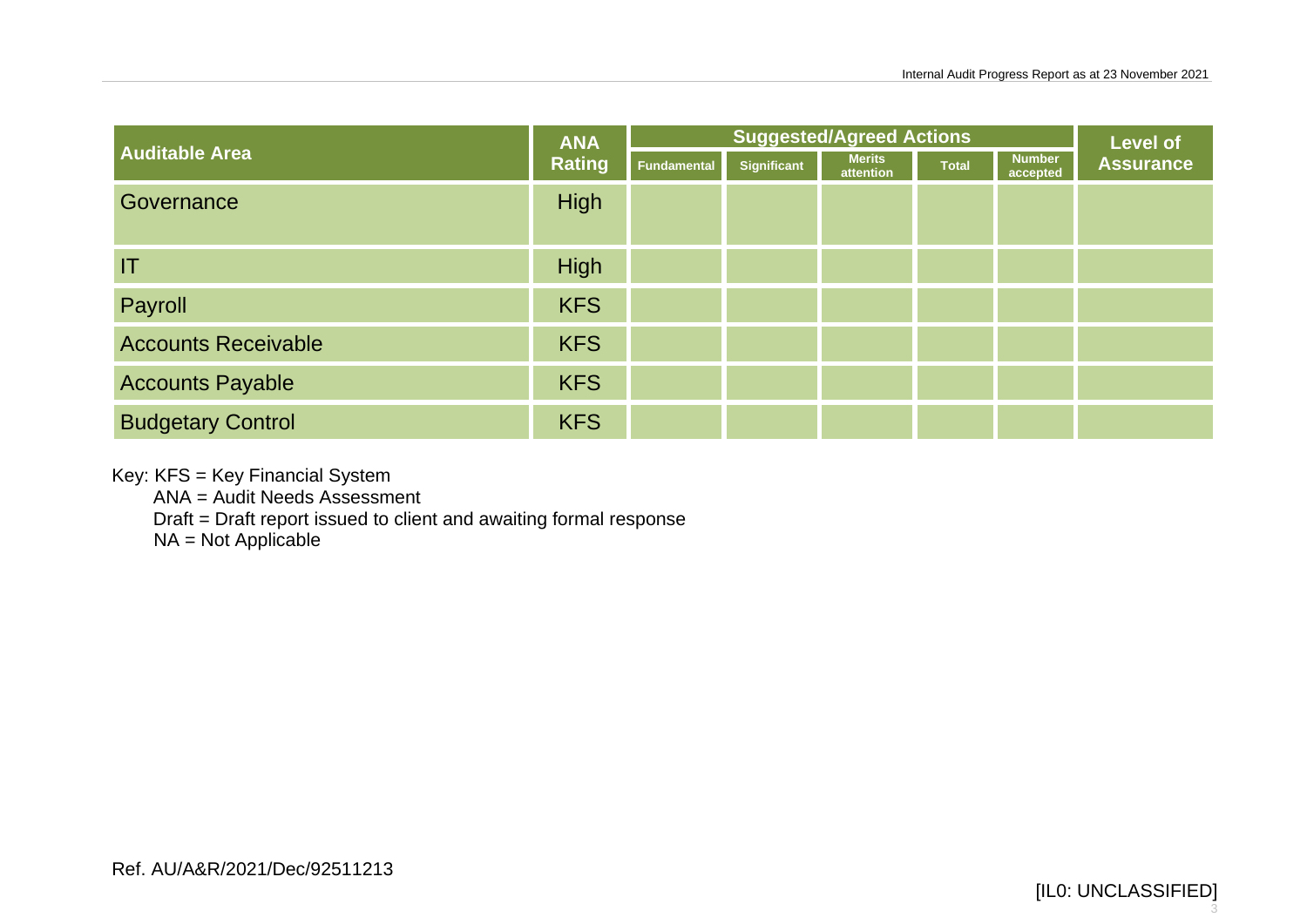| Auditable Area | ANA Rating | Suggested/Agreed Actions | | | | | Level of Assurance |
|---|---|---|---|---|---|---|---|
| | | Fundamental | Significant | Merits attention | Total | Number accepted | |
| Governance | High | | | | | | |
| IT | High | | | | | | |
| Payroll | KFS | | | | | | |
| Accounts Receivable | KFS | | | | | | |
| Accounts Payable | KFS | | | | | | |
| Budgetary Control | KFS | | | | | | |

Key: KFS = Key Financial System
ANA = Audit Needs Assessment
Draft = Draft report issued to client and awaiting formal response
NA = Not Applicable

Ref. AU/A&R/2021/Dec/92511213

[IL0: UNCLASSIFIED]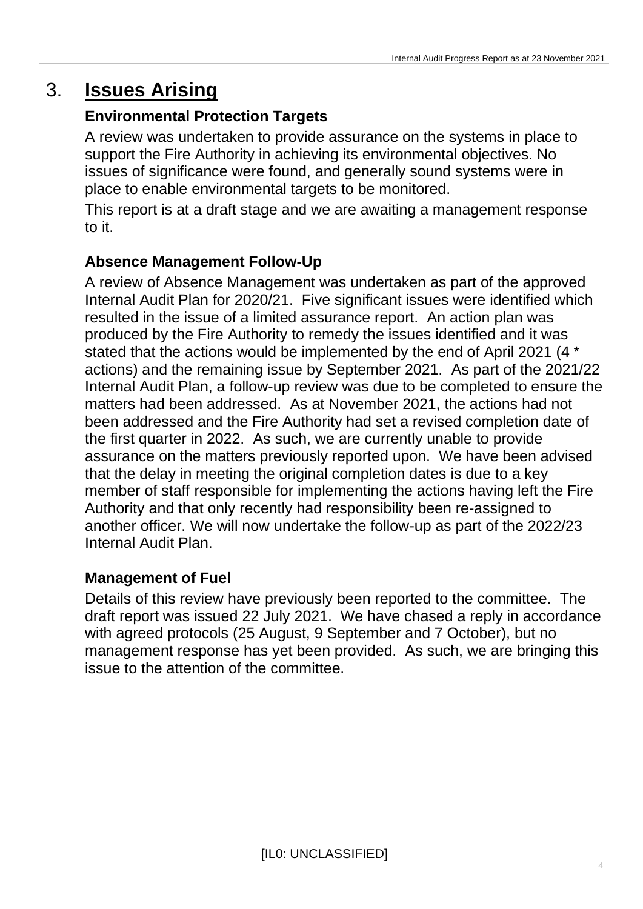# 3. **Issues Arising**

### Environmental Protection Targets

A review was undertaken to provide assurance on the systems in place to support the Fire Authority in achieving its environmental objectives. No issues of significance were found, and generally sound systems were in place to enable environmental targets to be monitored.

This report is at a draft stage and we are awaiting a management response to it.

### Absence Management Follow-Up

A review of Absence Management was undertaken as part of the approved Internal Audit Plan for 2020/21. Five significant issues were identified which resulted in the issue of a limited assurance report. An action plan was produced by the Fire Authority to remedy the issues identified and it was stated that the actions would be implemented by the end of April 2021 (4 * actions) and the remaining issue by September 2021. As part of the 2021/22 Internal Audit Plan, a follow-up review was due to be completed to ensure the matters had been addressed. As at November 2021, the actions had not been addressed and the Fire Authority had set a revised completion date of the first quarter in 2022. As such, we are currently unable to provide assurance on the matters previously reported upon. We have been advised that the delay in meeting the original completion dates is due to a key member of staff responsible for implementing the actions having left the Fire Authority and that only recently had responsibility been re-assigned to another officer. We will now undertake the follow-up as part of the 2022/23 Internal Audit Plan.

### Management of Fuel

Details of this review have previously been reported to the committee. The draft report was issued 22 July 2021. We have chased a reply in accordance with agreed protocols (25 August, 9 September and 7 October), but no management response has yet been provided. As such, we are bringing this issue to the attention of the committee.

[IL0: UNCLASSIFIED]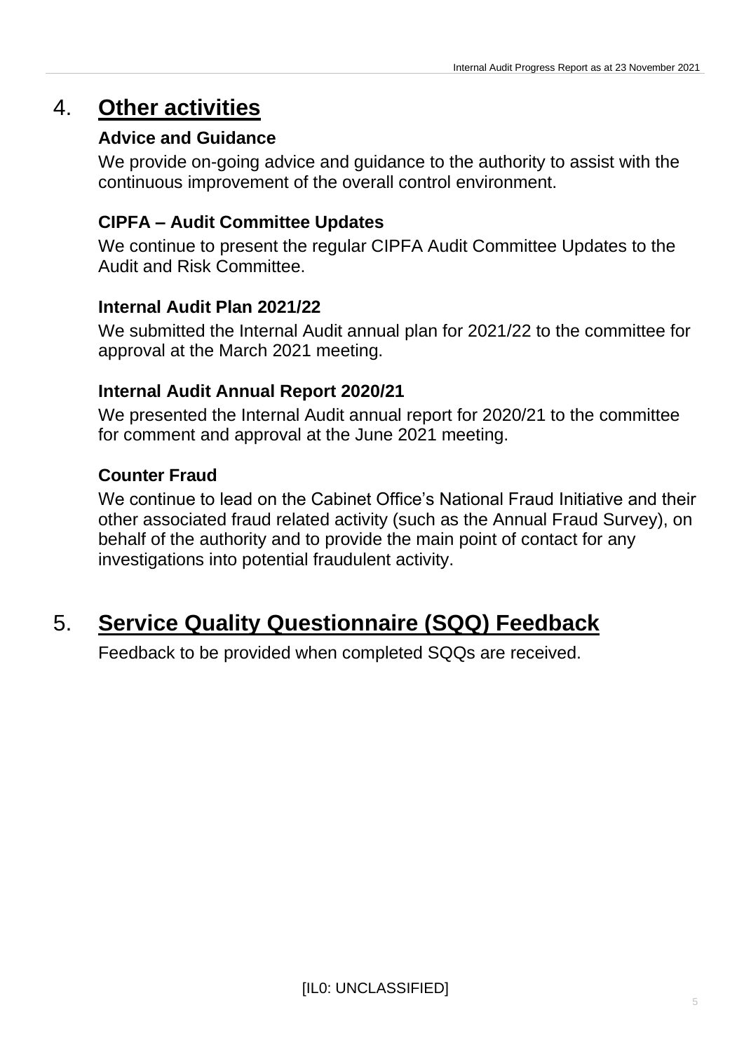# 4. Other activities

### Advice and Guidance

We provide on-going advice and guidance to the authority to assist with the continuous improvement of the overall control environment.

### CIPFA – Audit Committee Updates

We continue to present the regular CIPFA Audit Committee Updates to the Audit and Risk Committee.

### Internal Audit Plan 2021/22

We submitted the Internal Audit annual plan for 2021/22 to the committee for approval at the March 2021 meeting.

### Internal Audit Annual Report 2020/21

We presented the Internal Audit annual report for 2020/21 to the committee for comment and approval at the June 2021 meeting.

### Counter Fraud

We continue to lead on the Cabinet Office's National Fraud Initiative and their other associated fraud related activity (such as the Annual Fraud Survey), on behalf of the authority and to provide the main point of contact for any investigations into potential fraudulent activity.

# 5. Service Quality Questionnaire (SQQ) Feedback

Feedback to be provided when completed SQQs are received.

[IL0: UNCLASSIFIED]